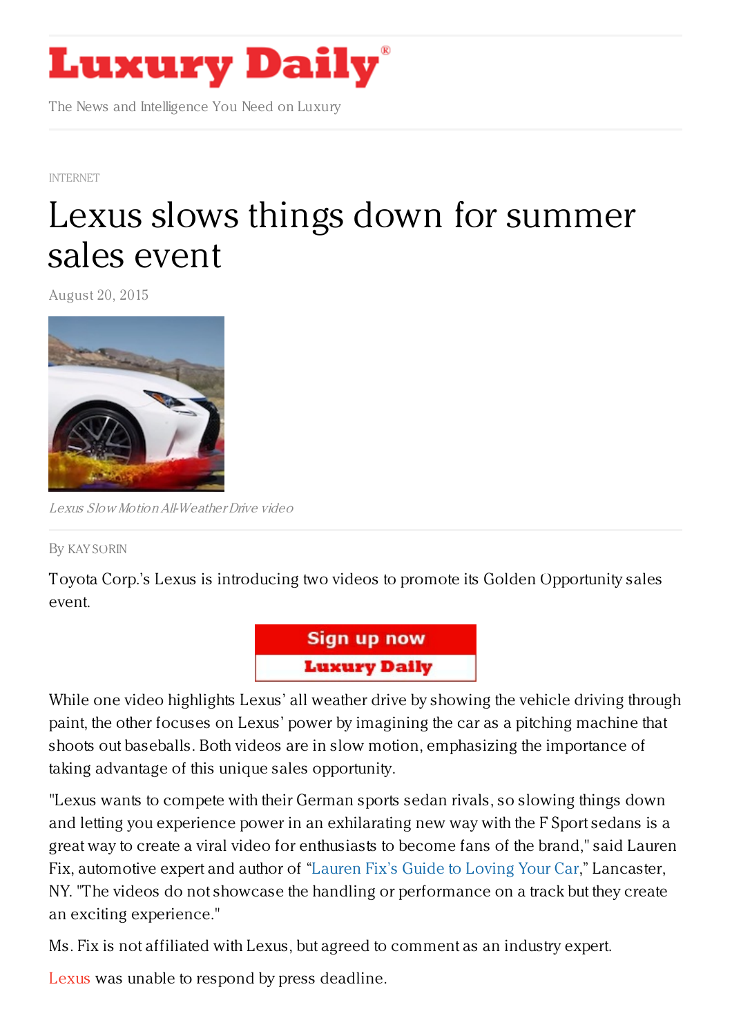# Luxury Daily®

The News and Intelligence You Need on Luxury

INTERNET

# Lexus slows things down for summer sales event

August 20, 2015

*Lexus Slow Motion All-Weather Drive video*

By KAY SORIN

Toyota Corp.'s Lexus is introducing two videos to promote its Golden Opportunity sales event.

While one video highlights Lexus' all weather drive by showing the vehicle driving through paint, the other focuses on Lexus' power by imagining the car as a pitching machine that shoots out baseballs. Both videos are in slow motion, emphasizing the importance of taking advantage of this unique sales opportunity.

"Lexus wants to compete with their German sports sedan rivals, so slowing things down and letting you experience power in an exhilarating new way with the F Sport sedans is a great way to create a viral video for enthusiasts to become fans of the brand," said Lauren Fix, automotive expert and author of "Lauren Fix's Guide to Loving Your Car," Lancaster, NY. "The videos do not showcase the handling or performance on a track but they create an exciting experience."

Ms. Fix is not affiliated with Lexus, but agreed to comment as an industry expert.

Lexus was unable to respond by press deadline.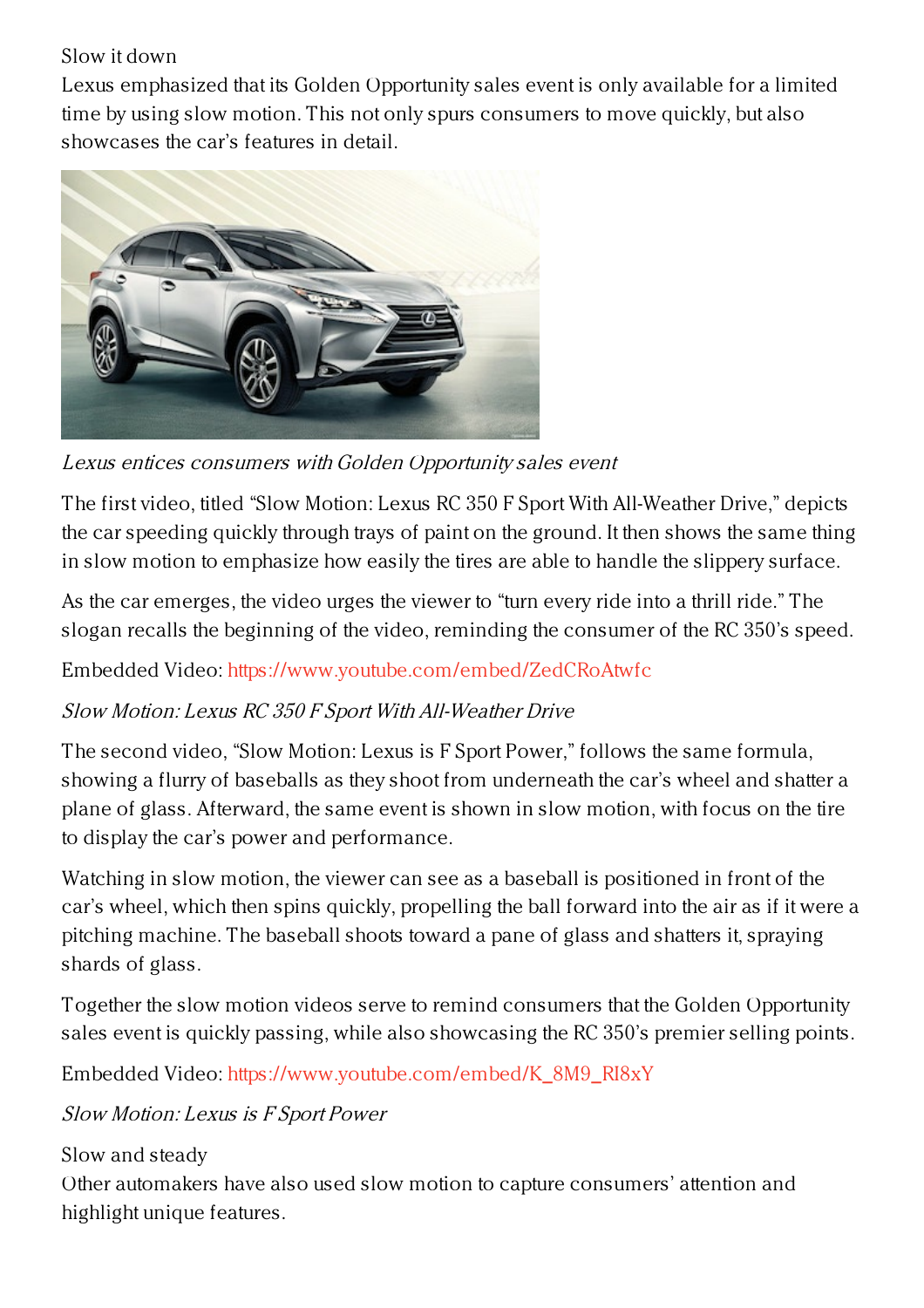Slow it down

Lexus emphasized that its Golden Opportunity sales event is only available for a limited time by using slow motion. This not only spurs consumers to move quickly, but also showcases the car's features in detail.

*Lexus entices consumers with Golden Opportunity sales event*

The first video, titled "Slow Motion: Lexus RC 350 F Sport With All-Weather Drive," depicts the car speeding quickly through trays of paint on the ground. It then shows the same thing in slow motion to emphasize how easily the tires are able to handle the slippery surface.

As the car emerges, the video urges the viewer to "turn every ride into a thrill ride." The slogan recalls the beginning of the video, reminding the consumer of the RC 350's speed.

Embedded Video: https://www.youtube.com/embed/ZedCRoAtwfc

*Slow Motion: Lexus RC 350 F Sport With All-Weather Drive*

The second video, "Slow Motion: Lexus is F Sport Power," follows the same formula, showing a flurry of baseballs as they shoot from underneath the car's wheel and shatter a plane of glass. Afterward, the same event is shown in slow motion, with focus on the tire to display the car's power and performance.

Watching in slow motion, the viewer can see as a baseball is positioned in front of the car's wheel, which then spins quickly, propelling the ball forward into the air as if it were a pitching machine. The baseball shoots toward a pane of glass and shatters it, spraying shards of glass.

Together the slow motion videos serve to remind consumers that the Golden Opportunity sales event is quickly passing, while also showcasing the RC 350's premier selling points.

Embedded Video: https://www.youtube.com/embed/K_8M9_RI8xY

*Slow Motion: Lexus is F Sport Power*

Slow and steady

Other automakers have also used slow motion to capture consumers' attention and highlight unique features.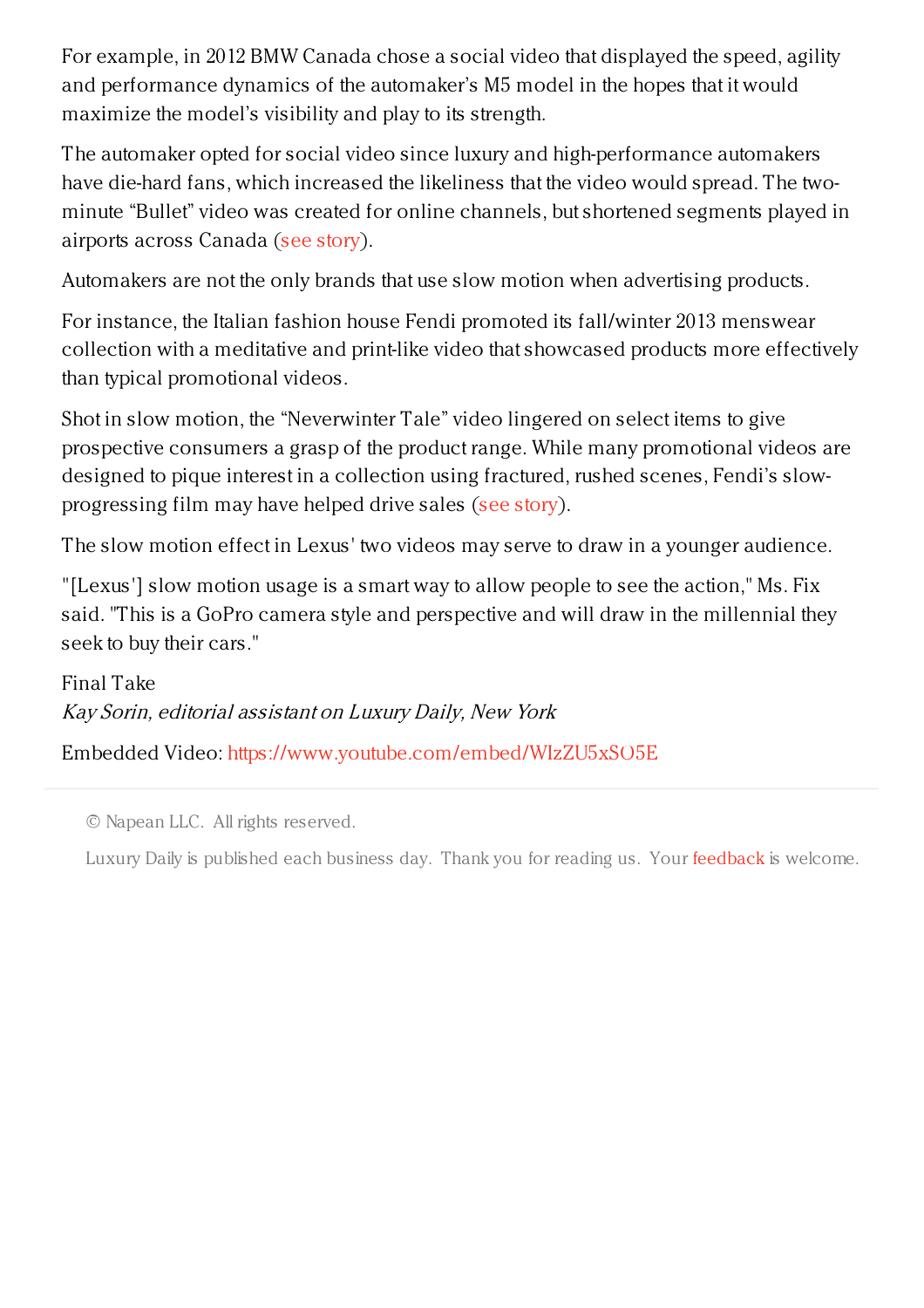For example, in 2012 BMW Canada chose a social video that displayed the speed, agility and performance dynamics of the automaker's M5 model in the hopes that it would maximize the model's visibility and play to its strength.

The automaker opted for social video since luxury and high-performance automakers have die-hard fans, which increased the likeliness that the video would spread. The two-minute "Bullet" video was created for online channels, but shortened segments played in airports across Canada (see story).

Automakers are not the only brands that use slow motion when advertising products.

For instance, the Italian fashion house Fendi promoted its fall/winter 2013 menswear collection with a meditative and print-like video that showcased products more effectively than typical promotional videos.

Shot in slow motion, the "Neverwinter Tale" video lingered on select items to give prospective consumers a grasp of the product range. While many promotional videos are designed to pique interest in a collection using fractured, rushed scenes, Fendi's slow-progressing film may have helped drive sales (see story).

The slow motion effect in Lexus' two videos may serve to draw in a younger audience.

"[Lexus'] slow motion usage is a smart way to allow people to see the action," Ms. Fix said. "This is a GoPro camera style and perspective and will draw in the millennial they seek to buy their cars."

Final Take
*Kay Sorin, editorial assistant on Luxury Daily, New York*

Embedded Video: https://www.youtube.com/embed/WIzZU5xSO5E

© Napean LLC. All rights reserved.

Luxury Daily is published each business day. Thank you for reading us. Your feedback is welcome.